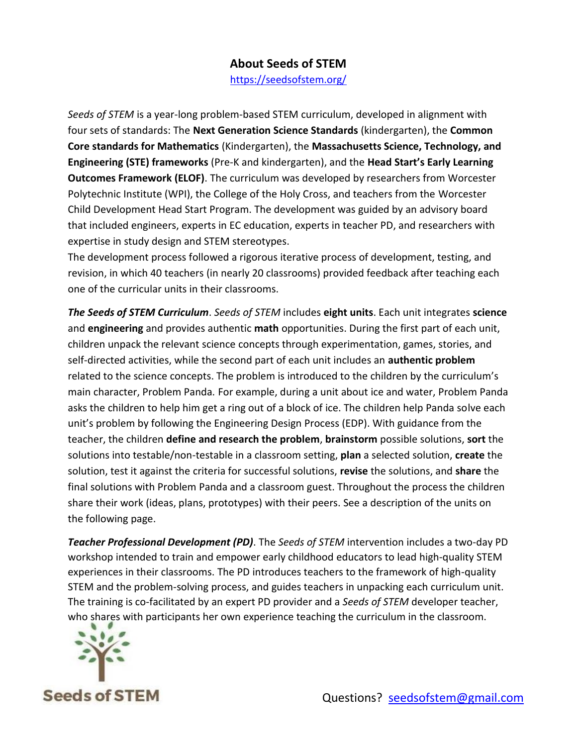# About Seeds of STEM

https://seedsofstem.org/

*Seeds of STEM* is a year-long problem-based STEM curriculum, developed in alignment with four sets of standards: The **Next Generation Science Standards** (kindergarten), the **Common Core standards for Mathematics** (Kindergarten), the **Massachusetts Science, Technology, and Engineering (STE) frameworks** (Pre-K and kindergarten), and the **Head Start's Early Learning Outcomes Framework (ELOF)**. The curriculum was developed by researchers from Worcester Polytechnic Institute (WPI), the College of the Holy Cross, and teachers from the Worcester Child Development Head Start Program. The development was guided by an advisory board that included engineers, experts in EC education, experts in teacher PD, and researchers with expertise in study design and STEM stereotypes.

The development process followed a rigorous iterative process of development, testing, and revision, in which 40 teachers (in nearly 20 classrooms) provided feedback after teaching each one of the curricular units in their classrooms.

***The Seeds of STEM Curriculum***. *Seeds of STEM* includes **eight units**. Each unit integrates **science** and **engineering** and provides authentic **math** opportunities. During the first part of each unit, children unpack the relevant science concepts through experimentation, games, stories, and self-directed activities, while the second part of each unit includes an **authentic problem** related to the science concepts. The problem is introduced to the children by the curriculum's main character, Problem Panda. For example, during a unit about ice and water, Problem Panda asks the children to help him get a ring out of a block of ice. The children help Panda solve each unit's problem by following the Engineering Design Process (EDP). With guidance from the teacher, the children **define and research the problem**, **brainstorm** possible solutions, **sort** the solutions into testable/non-testable in a classroom setting, **plan** a selected solution, **create** the solution, test it against the criteria for successful solutions, **revise** the solutions, and **share** the final solutions with Problem Panda and a classroom guest. Throughout the process the children share their work (ideas, plans, prototypes) with their peers. See a description of the units on the following page.

***Teacher Professional Development (PD)***. The *Seeds of STEM* intervention includes a two-day PD workshop intended to train and empower early childhood educators to lead high-quality STEM experiences in their classrooms. The PD introduces teachers to the framework of high-quality STEM and the problem-solving process, and guides teachers in unpacking each curriculum unit. The training is co-facilitated by an expert PD provider and a *Seeds of STEM* developer teacher, who shares with participants her own experience teaching the curriculum in the classroom.

Seeds of STEM

Questions? seedsofstem@gmail.com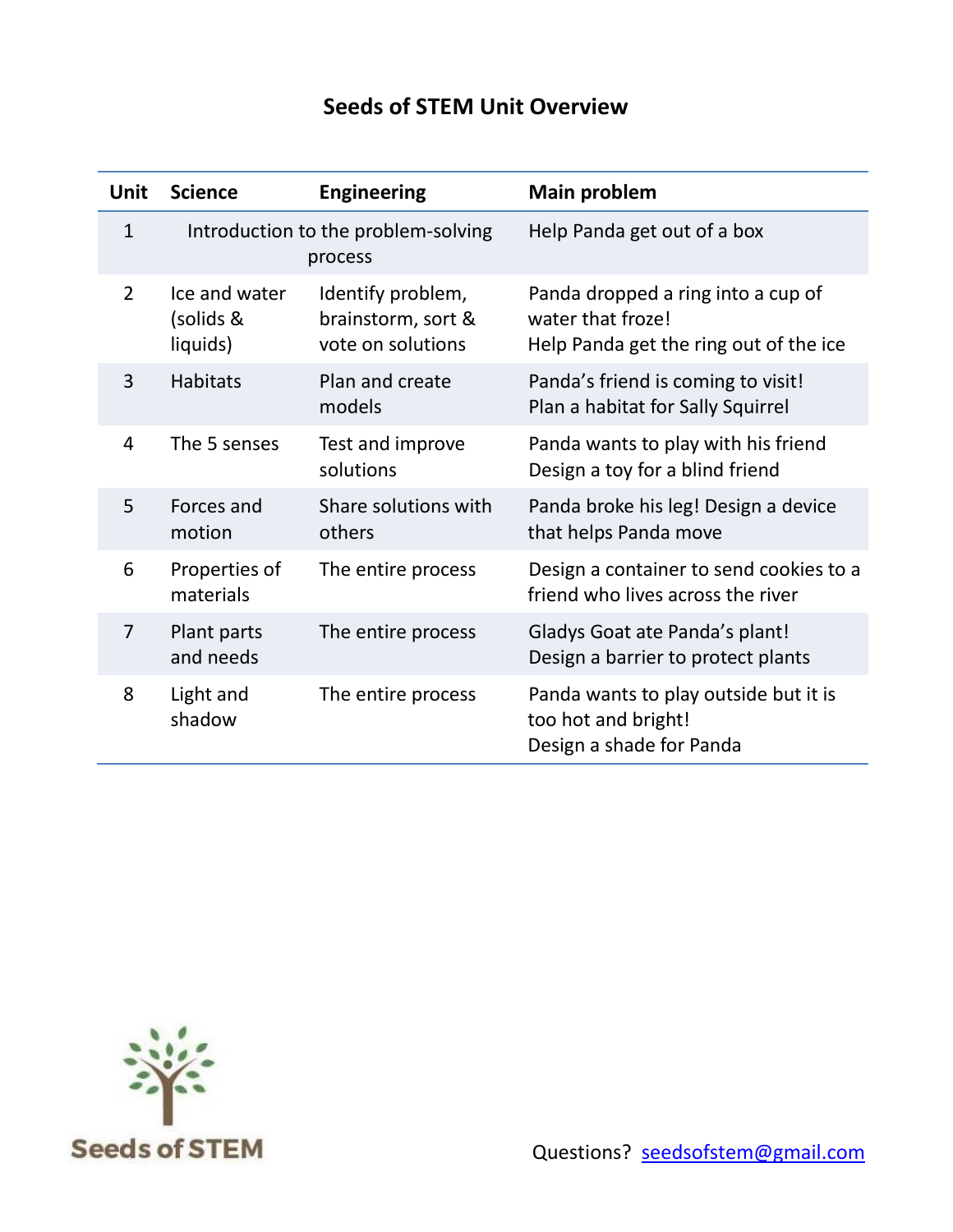# Seeds of STEM Unit Overview

| Unit | Science | Engineering | Main problem |
|---|---|---|---|
| 1 | Introduction to the problem-solving process | | Help Panda get out of a box |
| 2 | Ice and water (solids & liquids) | Identify problem, brainstorm, sort & vote on solutions | Panda dropped a ring into a cup of water that froze! Help Panda get the ring out of the ice |
| 3 | Habitats | Plan and create models | Panda's friend is coming to visit! Plan a habitat for Sally Squirrel |
| 4 | The 5 senses | Test and improve solutions | Panda wants to play with his friend Design a toy for a blind friend |
| 5 | Forces and motion | Share solutions with others | Panda broke his leg! Design a device that helps Panda move |
| 6 | Properties of materials | The entire process | Design a container to send cookies to a friend who lives across the river |
| 7 | Plant parts and needs | The entire process | Gladys Goat ate Panda's plant! Design a barrier to protect plants |
| 8 | Light and shadow | The entire process | Panda wants to play outside but it is too hot and bright! Design a shade for Panda |

Seeds of STEM

Questions? seedsofstem@gmail.com